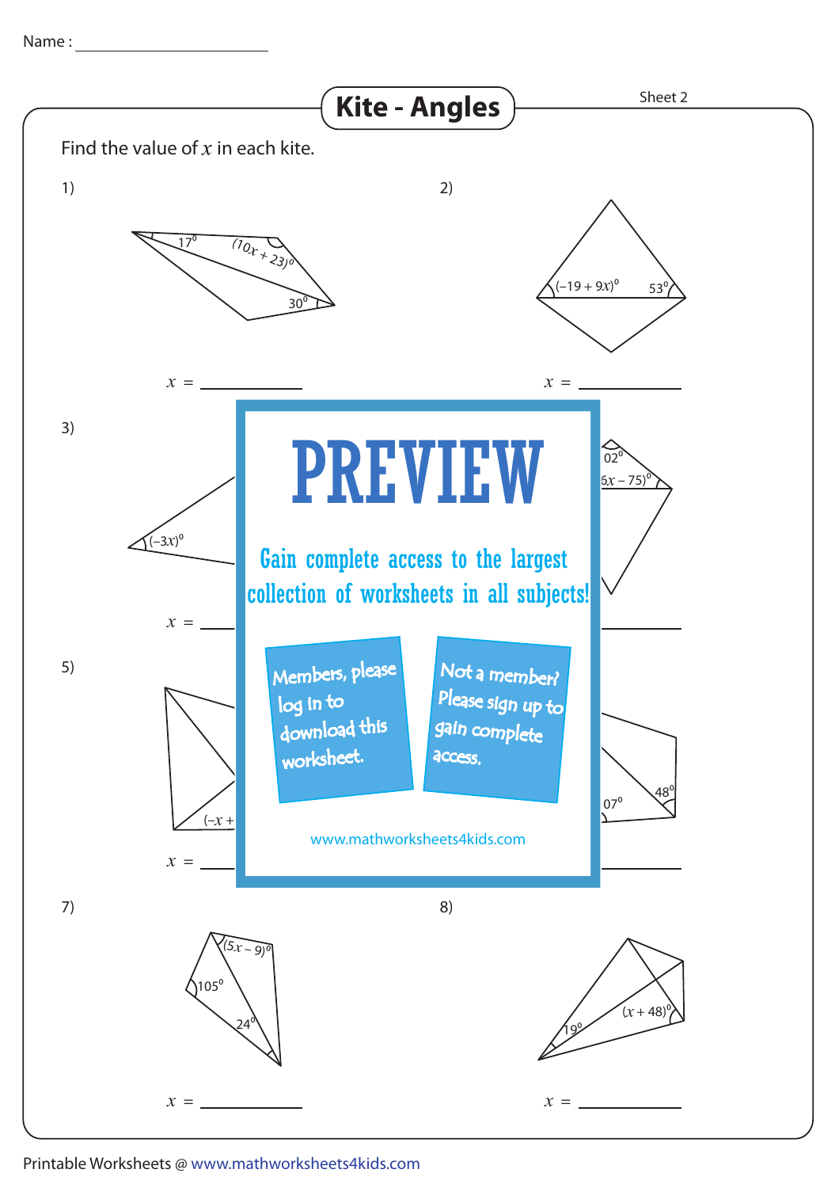Name : ____________________

# Kite - Angles

Sheet 2

Find the value of $x$ in each kite.

1)

$17^0$ $(10x + 23)^0$ $30^0$

$x$ = ____________

2)

$(-19 + 9x)^0$ $53^0$

$x$ = ____________

3)

$(-3x)^0$

$x$ = ____________

4)

$02^0$ $6x - 75)^0$

$x$ = ____________

5)

$(-x +$

$x$ = ____________

6)

$07^0$ $48^0$

$x$ = ____________

PREVIEW

Gain complete access to the largest collection of worksheets in all subjects!

Members, please log in to download this worksheet.

Not a member? Please sign up to gain complete access.

www.mathworksheets4kids.com

7)

$(5x - 9)^0$ $105^0$ $24^0$

$x$ = ____________

8)

$19^0$ $(x + 48)^0$

$x$ = ____________

Printable Worksheets @ www.mathworksheets4kids.com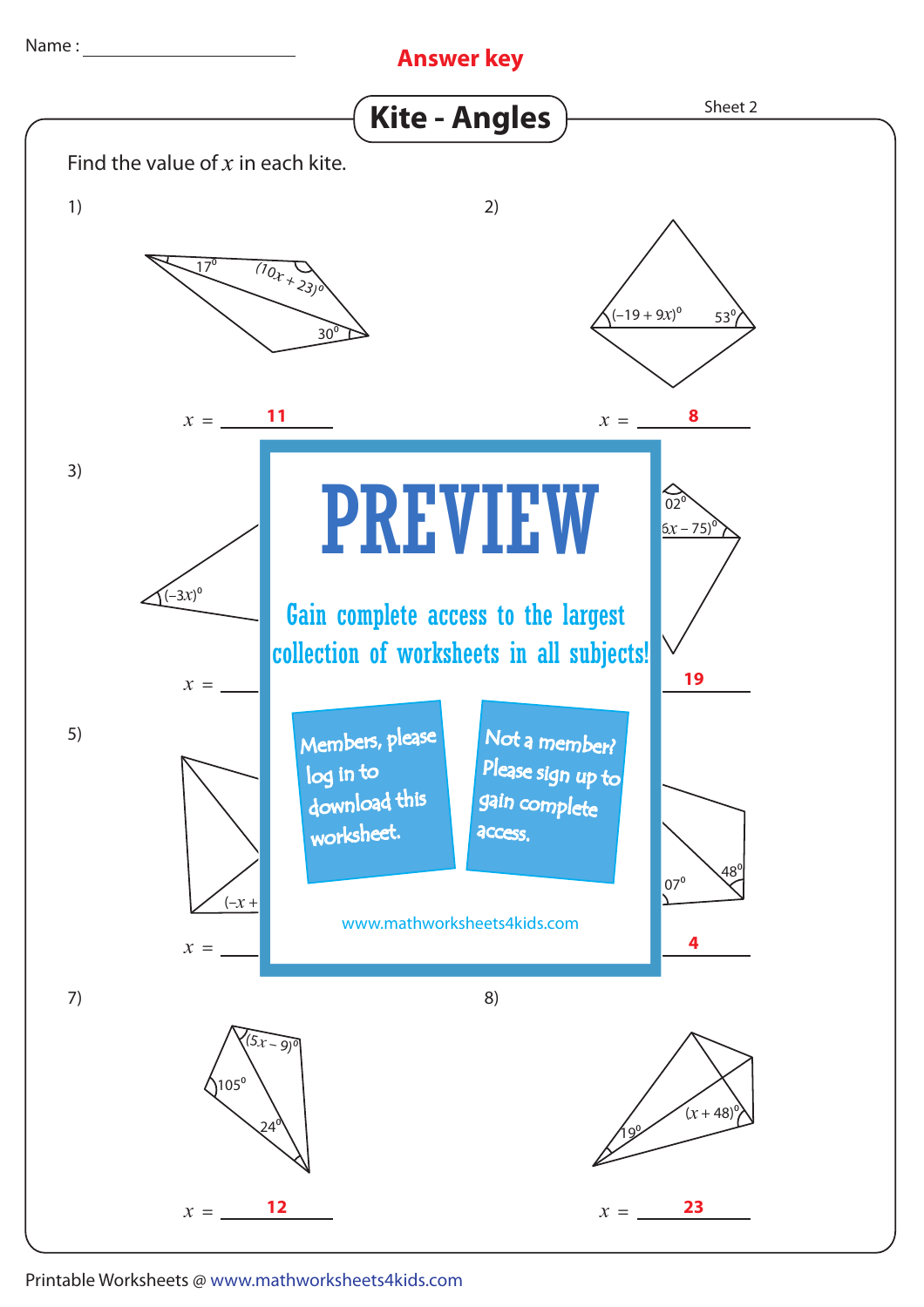Name :

**Answer key**

# Kite - Angles

Sheet 2

Find the value of $x$ in each kite.

1)

$17^0$

$(10x + 23)^0$

$30^0$

$x$ = **11**

2)

$(-19 + 9x)^0$

$53^0$

$x$ = **8**

3)

$(-3x)^0$

$x$ =

4)

$02^0$

$6x - 75)^0$

**19**

5)

$(-x +$

$x$ =

6)

$07^0$

$48^0$

**4**

# PREVIEW

Gain complete access to the largest collection of worksheets in all subjects!

Members, please log in to download this worksheet.

Not a member? Please sign up to gain complete access.

www.mathworksheets4kids.com

7)

$(5x - 9)^0$

$105^0$

$24^0$

$x$ = **12**

8)

$19^0$

$(x + 48)^0$

$x$ = **23**

Printable Worksheets @ www.mathworksheets4kids.com